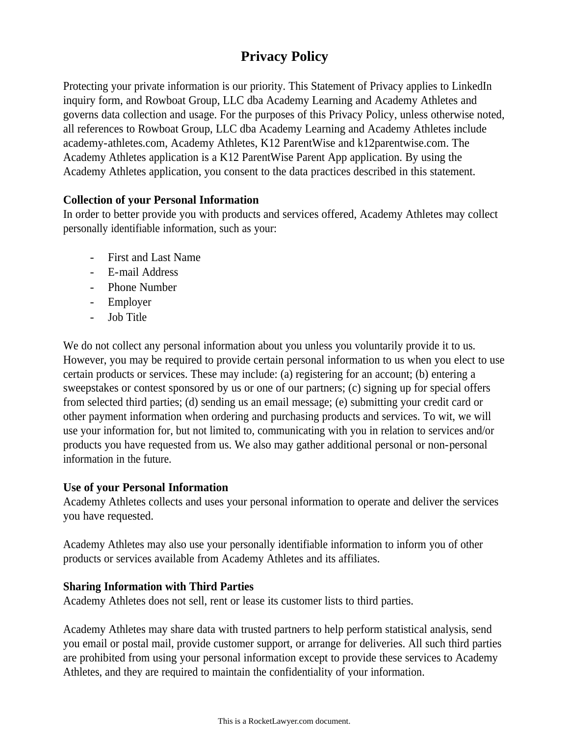# Privacy Policy

Protecting your private information is our priority. This Statement of Privacy applies to LinkedIn inquiry form, and Rowboat Group, LLC dba Academy Learning and Academy Athletes and governs data collection and usage. For the purposes of this Privacy Policy, unless otherwise noted, all references to Rowboat Group, LLC dba Academy Learning and Academy Athletes include academy-athletes.com, Academy Athletes, K12 ParentWise and k12parentwise.com. The Academy Athletes application is a K12 ParentWise Parent App application. By using the Academy Athletes application, you consent to the data practices described in this statement.

**Collection of your Personal Information**

In order to better provide you with products and services offered, Academy Athletes may collect personally identifiable information, such as your:

- First and Last Name
- E-mail Address
- Phone Number
- Employer
- Job Title

We do not collect any personal information about you unless you voluntarily provide it to us. However, you may be required to provide certain personal information to us when you elect to use certain products or services. These may include: (a) registering for an account; (b) entering a sweepstakes or contest sponsored by us or one of our partners; (c) signing up for special offers from selected third parties; (d) sending us an email message; (e) submitting your credit card or other payment information when ordering and purchasing products and services. To wit, we will use your information for, but not limited to, communicating with you in relation to services and/or products you have requested from us. We also may gather additional personal or non-personal information in the future.

**Use of your Personal Information**

Academy Athletes collects and uses your personal information to operate and deliver the services you have requested.

Academy Athletes may also use your personally identifiable information to inform you of other products or services available from Academy Athletes and its affiliates.

**Sharing Information with Third Parties**

Academy Athletes does not sell, rent or lease its customer lists to third parties.

Academy Athletes may share data with trusted partners to help perform statistical analysis, send you email or postal mail, provide customer support, or arrange for deliveries. All such third parties are prohibited from using your personal information except to provide these services to Academy Athletes, and they are required to maintain the confidentiality of your information.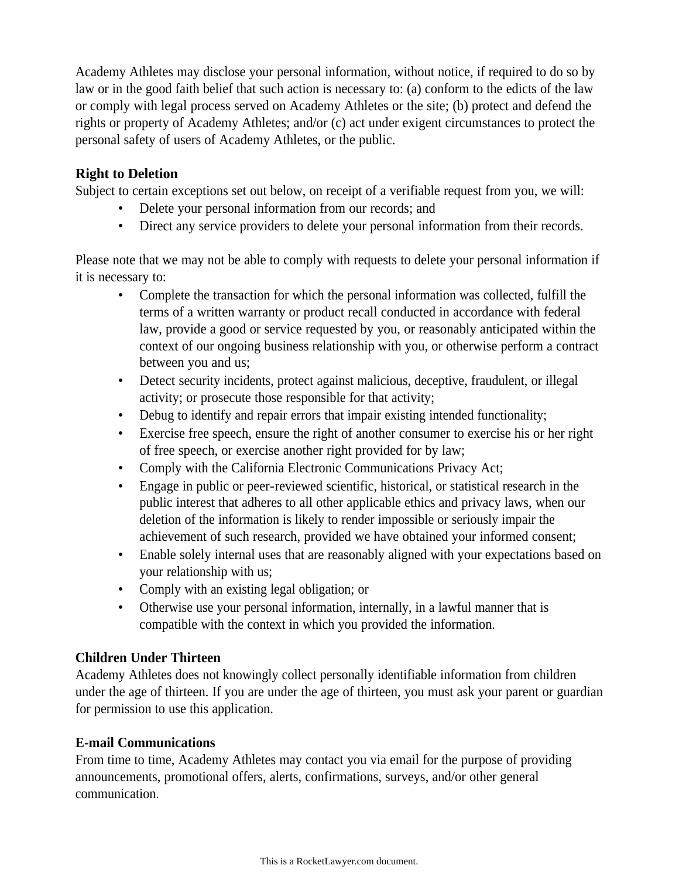Academy Athletes may disclose your personal information, without notice, if required to do so by law or in the good faith belief that such action is necessary to: (a) conform to the edicts of the law or comply with legal process served on Academy Athletes or the site; (b) protect and defend the rights or property of Academy Athletes; and/or (c) act under exigent circumstances to protect the personal safety of users of Academy Athletes, or the public.

**Right to Deletion**

Subject to certain exceptions set out below, on receipt of a verifiable request from you, we will:

- Delete your personal information from our records; and
- Direct any service providers to delete your personal information from their records.

Please note that we may not be able to comply with requests to delete your personal information if it is necessary to:

- Complete the transaction for which the personal information was collected, fulfill the terms of a written warranty or product recall conducted in accordance with federal law, provide a good or service requested by you, or reasonably anticipated within the context of our ongoing business relationship with you, or otherwise perform a contract between you and us;
- Detect security incidents, protect against malicious, deceptive, fraudulent, or illegal activity; or prosecute those responsible for that activity;
- Debug to identify and repair errors that impair existing intended functionality;
- Exercise free speech, ensure the right of another consumer to exercise his or her right of free speech, or exercise another right provided for by law;
- Comply with the California Electronic Communications Privacy Act;
- Engage in public or peer-reviewed scientific, historical, or statistical research in the public interest that adheres to all other applicable ethics and privacy laws, when our deletion of the information is likely to render impossible or seriously impair the achievement of such research, provided we have obtained your informed consent;
- Enable solely internal uses that are reasonably aligned with your expectations based on your relationship with us;
- Comply with an existing legal obligation; or
- Otherwise use your personal information, internally, in a lawful manner that is compatible with the context in which you provided the information.

**Children Under Thirteen**

Academy Athletes does not knowingly collect personally identifiable information from children under the age of thirteen. If you are under the age of thirteen, you must ask your parent or guardian for permission to use this application.

**E-mail Communications**

From time to time, Academy Athletes may contact you via email for the purpose of providing announcements, promotional offers, alerts, confirmations, surveys, and/or other general communication.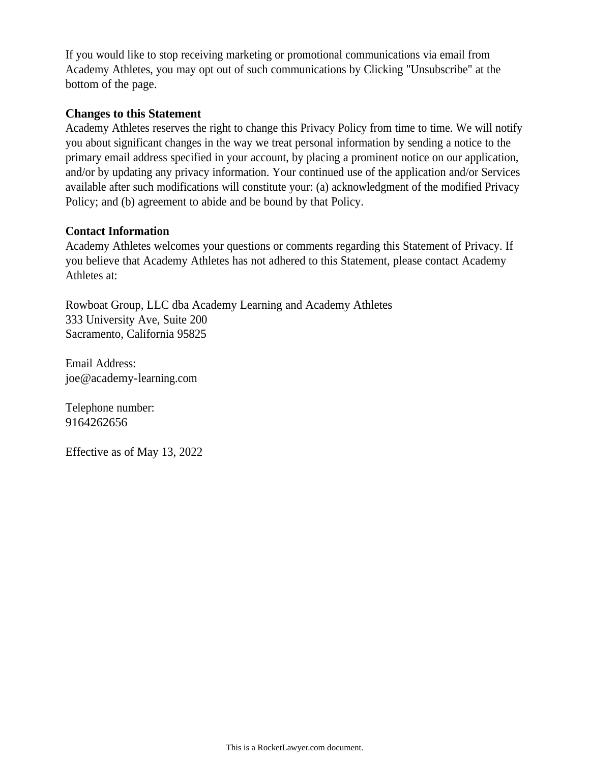If you would like to stop receiving marketing or promotional communications via email from Academy Athletes, you may opt out of such communications by Clicking "Unsubscribe" at the bottom of the page.

**Changes to this Statement**

Academy Athletes reserves the right to change this Privacy Policy from time to time. We will notify you about significant changes in the way we treat personal information by sending a notice to the primary email address specified in your account, by placing a prominent notice on our application, and/or by updating any privacy information. Your continued use of the application and/or Services available after such modifications will constitute your: (a) acknowledgment of the modified Privacy Policy; and (b) agreement to abide and be bound by that Policy.

**Contact Information**

Academy Athletes welcomes your questions or comments regarding this Statement of Privacy. If you believe that Academy Athletes has not adhered to this Statement, please contact Academy Athletes at:

Rowboat Group, LLC dba Academy Learning and Academy Athletes
333 University Ave, Suite 200
Sacramento, California 95825

Email Address:
joe@academy-learning.com

Telephone number:
9164262656

Effective as of May 13, 2022

This is a RocketLawyer.com document.